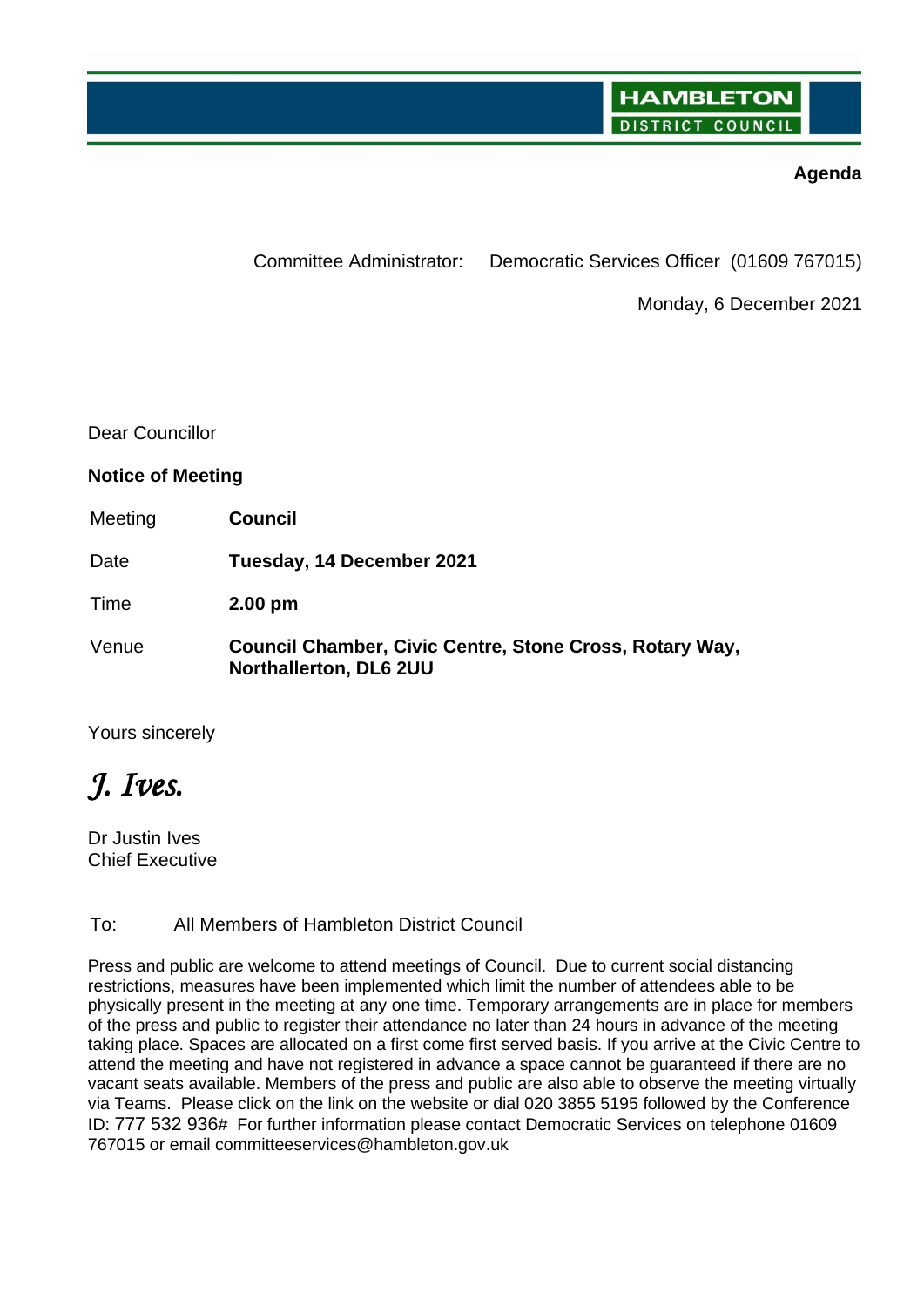**HAMBLETON**
**DISTRICT COUNCIL**

**Agenda**

Committee Administrator: Democratic Services Officer (01609 767015)

Monday, 6 December 2021

Dear Councillor

**Notice of Meeting**

| | |
|---|---|
| Meeting | **Council** |
| Date | **Tuesday, 14 December 2021** |
| Time | **2.00 pm** |
| Venue | **Council Chamber, Civic Centre, Stone Cross, Rotary Way, Northallerton, DL6 2UU** |

Yours sincerely

*J. Ives.*

Dr Justin Ives
Chief Executive

To: All Members of Hambleton District Council

Press and public are welcome to attend meetings of Council. Due to current social distancing restrictions, measures have been implemented which limit the number of attendees able to be physically present in the meeting at any one time. Temporary arrangements are in place for members of the press and public to register their attendance no later than 24 hours in advance of the meeting taking place. Spaces are allocated on a first come first served basis. If you arrive at the Civic Centre to attend the meeting and have not registered in advance a space cannot be guaranteed if there are no vacant seats available. Members of the press and public are also able to observe the meeting virtually via Teams. Please click on the link on the website or dial 020 3855 5195 followed by the Conference ID: 777 532 936# For further information please contact Democratic Services on telephone 01609 767015 or email committeeservices@hambleton.gov.uk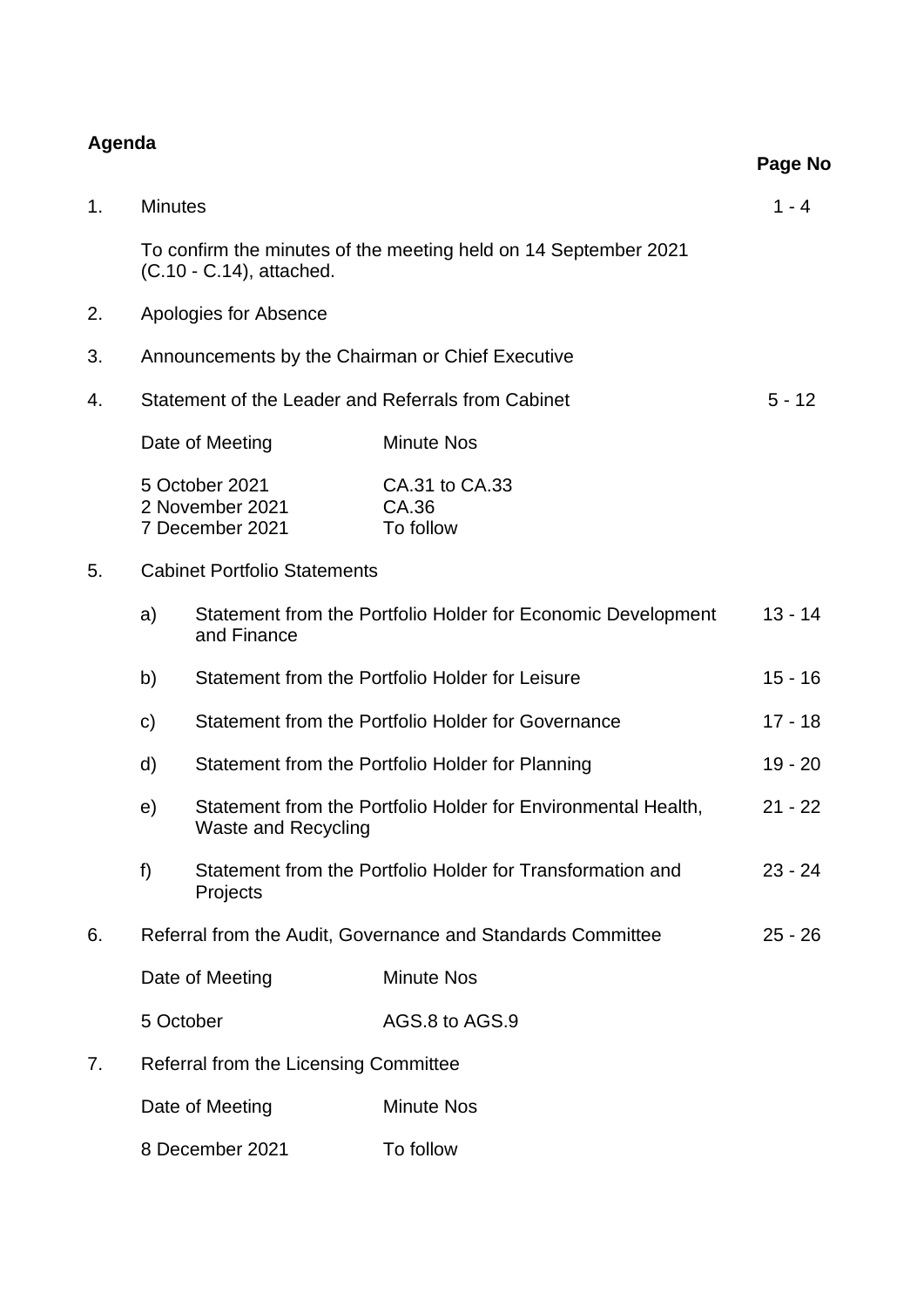**Agenda**

**Page No**

| | | | Page No |
|---|---|---|---|
| 1. | Minutes<br><br>To confirm the minutes of the meeting held on 14 September 2021 (C.10 - C.14), attached. | | 1 - 4 |
| 2. | Apologies for Absence | | |
| 3. | Announcements by the Chairman or Chief Executive | | |
| 4. | Statement of the Leader and Referrals from Cabinet | | 5 - 12 |

| Date of Meeting | Minute Nos |
|---|---|
| 5 October 2021 | CA.31 to CA.33 |
| 2 November 2021 | CA.36 |
| 7 December 2021 | To follow |

5. Cabinet Portfolio Statements

| | | Page No |
|---|---|---|
| a) | Statement from the Portfolio Holder for Economic Development and Finance | 13 - 14 |
| b) | Statement from the Portfolio Holder for Leisure | 15 - 16 |
| c) | Statement from the Portfolio Holder for Governance | 17 - 18 |
| d) | Statement from the Portfolio Holder for Planning | 19 - 20 |
| e) | Statement from the Portfolio Holder for Environmental Health, Waste and Recycling | 21 - 22 |
| f) | Statement from the Portfolio Holder for Transformation and Projects | 23 - 24 |

6. Referral from the Audit, Governance and Standards Committee — 25 - 26

| Date of Meeting | Minute Nos |
|---|---|
| 5 October | AGS.8 to AGS.9 |

7. Referral from the Licensing Committee

| Date of Meeting | Minute Nos |
|---|---|
| 8 December 2021 | To follow |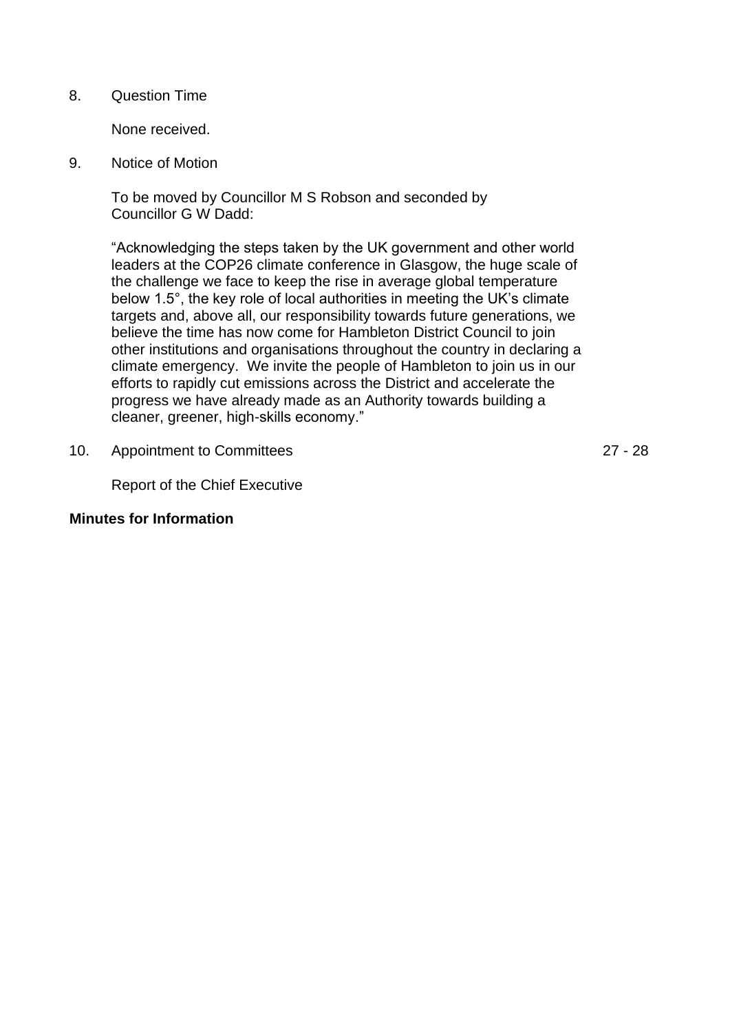8. Question Time

   None received.

9. Notice of Motion

   To be moved by Councillor M S Robson and seconded by Councillor G W Dadd:

   "Acknowledging the steps taken by the UK government and other world leaders at the COP26 climate conference in Glasgow, the huge scale of the challenge we face to keep the rise in average global temperature below 1.5°, the key role of local authorities in meeting the UK's climate targets and, above all, our responsibility towards future generations, we believe the time has now come for Hambleton District Council to join other institutions and organisations throughout the country in declaring a climate emergency. We invite the people of Hambleton to join us in our efforts to rapidly cut emissions across the District and accelerate the progress we have already made as an Authority towards building a cleaner, greener, high-skills economy."

10. Appointment to Committees — 27 - 28

    Report of the Chief Executive

**Minutes for Information**